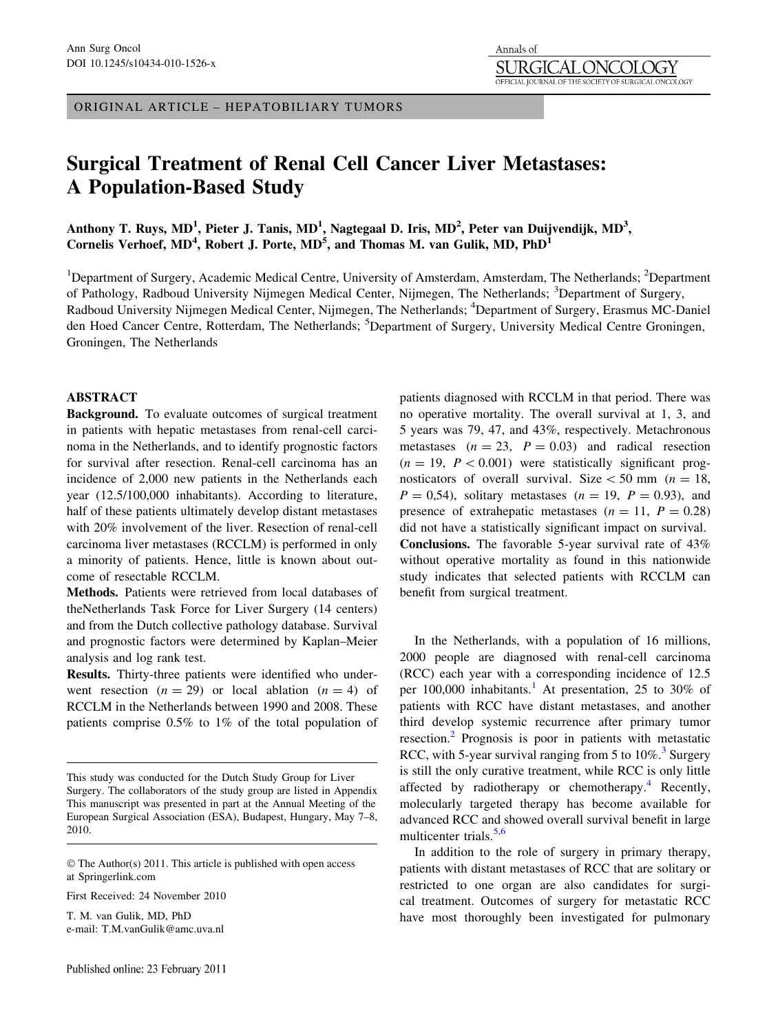ORIGINAL ARTICLE – HEPATOBILIARY TUMORS

# Surgical Treatment of Renal Cell Cancer Liver Metastases: A Population-Based Study

**Anthony T. Ruys, MD[1], Pieter J. Tanis, MD[1], Nagtegaal D. Iris, MD[2], Peter van Duijvendijk, MD[3], Cornelis Verhoef, MD[4], Robert J. Porte, MD[5], and Thomas M. van Gulik, MD, PhD[1]**

[1]Department of Surgery, Academic Medical Centre, University of Amsterdam, Amsterdam, The Netherlands; [2]Department of Pathology, Radboud University Nijmegen Medical Center, Nijmegen, The Netherlands; [3]Department of Surgery, Radboud University Nijmegen Medical Center, Nijmegen, The Netherlands; [4]Department of Surgery, Erasmus MC-Daniel den Hoed Cancer Centre, Rotterdam, The Netherlands; [5]Department of Surgery, University Medical Centre Groningen, Groningen, The Netherlands

## ABSTRACT

**Background.** To evaluate outcomes of surgical treatment in patients with hepatic metastases from renal-cell carcinoma in the Netherlands, and to identify prognostic factors for survival after resection. Renal-cell carcinoma has an incidence of 2,000 new patients in the Netherlands each year (12.5/100,000 inhabitants). According to literature, half of these patients ultimately develop distant metastases with 20% involvement of the liver. Resection of renal-cell carcinoma liver metastases (RCCLM) is performed in only a minority of patients. Hence, little is known about outcome of resectable RCCLM.

**Methods.** Patients were retrieved from local databases of theNetherlands Task Force for Liver Surgery (14 centers) and from the Dutch collective pathology database. Survival and prognostic factors were determined by Kaplan–Meier analysis and log rank test.

**Results.** Thirty-three patients were identified who underwent resection ($n = 29$) or local ablation ($n = 4$) of RCCLM in the Netherlands between 1990 and 2008. These patients comprise 0.5% to 1% of the total population of patients diagnosed with RCCLM in that period. There was no operative mortality. The overall survival at 1, 3, and 5 years was 79, 47, and 43%, respectively. Metachronous metastases ($n = 23$, $P = 0.03$) and radical resection ($n = 19$, $P < 0.001$) were statistically significant prognosticators of overall survival. Size $< 50$ mm ($n = 18$, $P = 0{,}54$), solitary metastases ($n = 19$, $P = 0.93$), and presence of extrahepatic metastases ($n = 11$, $P = 0.28$) did not have a statistically significant impact on survival.

**Conclusions.** The favorable 5-year survival rate of 43% without operative mortality as found in this nationwide study indicates that selected patients with RCCLM can benefit from surgical treatment.

In the Netherlands, with a population of 16 millions, 2000 people are diagnosed with renal-cell carcinoma (RCC) each year with a corresponding incidence of 12.5 per 100,000 inhabitants.[1] At presentation, 25 to 30% of patients with RCC have distant metastases, and another third develop systemic recurrence after primary tumor resection.[2] Prognosis is poor in patients with metastatic RCC, with 5-year survival ranging from 5 to 10%.[3] Surgery is still the only curative treatment, while RCC is only little affected by radiotherapy or chemotherapy.[4] Recently, molecularly targeted therapy has become available for advanced RCC and showed overall survival benefit in large multicenter trials.[5,6]

In addition to the role of surgery in primary therapy, patients with distant metastases of RCC that are solitary or restricted to one organ are also candidates for surgical treatment. Outcomes of surgery for metastatic RCC have most thoroughly been investigated for pulmonary

---

This study was conducted for the Dutch Study Group for Liver Surgery. The collaborators of the study group are listed in Appendix This manuscript was presented in part at the Annual Meeting of the European Surgical Association (ESA), Budapest, Hungary, May 7–8, 2010.

© The Author(s) 2011. This article is published with open access at Springerlink.com

First Received: 24 November 2010

T. M. van Gulik, MD, PhD
e-mail: T.M.vanGulik@amc.uva.nl

Published online: 23 February 2011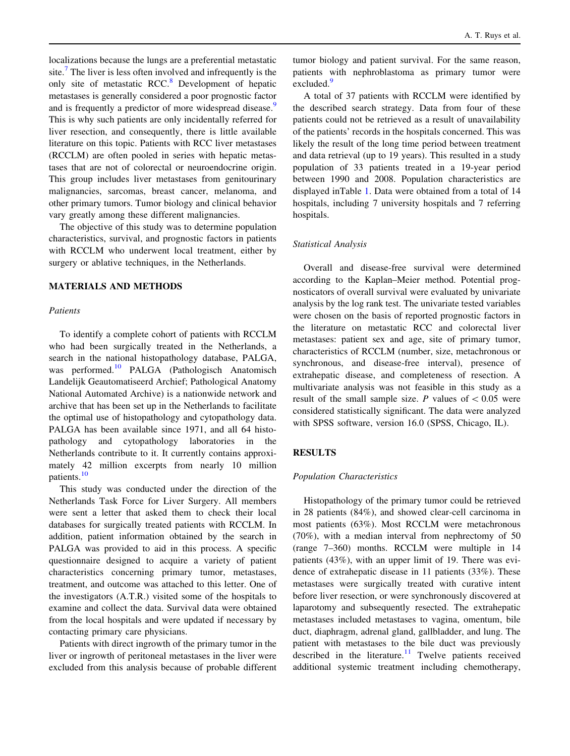localizations because the lungs are a preferential metastatic site.[7] The liver is less often involved and infrequently is the only site of metastatic RCC.[8] Development of hepatic metastases is generally considered a poor prognostic factor and is frequently a predictor of more widespread disease.[9] This is why such patients are only incidentally referred for liver resection, and consequently, there is little available literature on this topic. Patients with RCC liver metastases (RCCLM) are often pooled in series with hepatic metastases that are not of colorectal or neuroendocrine origin. This group includes liver metastases from genitourinary malignancies, sarcomas, breast cancer, melanoma, and other primary tumors. Tumor biology and clinical behavior vary greatly among these different malignancies.

The objective of this study was to determine population characteristics, survival, and prognostic factors in patients with RCCLM who underwent local treatment, either by surgery or ablative techniques, in the Netherlands.

## MATERIALS AND METHODS

### Patients

To identify a complete cohort of patients with RCCLM who had been surgically treated in the Netherlands, a search in the national histopathology database, PALGA, was performed.[10] PALGA (Pathologisch Anatomisch Landelijk Geautomatiseerd Archief; Pathological Anatomy National Automated Archive) is a nationwide network and archive that has been set up in the Netherlands to facilitate the optimal use of histopathology and cytopathology data. PALGA has been available since 1971, and all 64 histopathology and cytopathology laboratories in the Netherlands contribute to it. It currently contains approximately 42 million excerpts from nearly 10 million patients.[10]

This study was conducted under the direction of the Netherlands Task Force for Liver Surgery. All members were sent a letter that asked them to check their local databases for surgically treated patients with RCCLM. In addition, patient information obtained by the search in PALGA was provided to aid in this process. A specific questionnaire designed to acquire a variety of patient characteristics concerning primary tumor, metastases, treatment, and outcome was attached to this letter. One of the investigators (A.T.R.) visited some of the hospitals to examine and collect the data. Survival data were obtained from the local hospitals and were updated if necessary by contacting primary care physicians.

Patients with direct ingrowth of the primary tumor in the liver or ingrowth of peritoneal metastases in the liver were excluded from this analysis because of probable different tumor biology and patient survival. For the same reason, patients with nephroblastoma as primary tumor were excluded.[9]

A total of 37 patients with RCCLM were identified by the described search strategy. Data from four of these patients could not be retrieved as a result of unavailability of the patients' records in the hospitals concerned. This was likely the result of the long time period between treatment and data retrieval (up to 19 years). This resulted in a study population of 33 patients treated in a 19-year period between 1990 and 2008. Population characteristics are displayed inTable 1. Data were obtained from a total of 14 hospitals, including 7 university hospitals and 7 referring hospitals.

### Statistical Analysis

Overall and disease-free survival were determined according to the Kaplan–Meier method. Potential prognosticators of overall survival were evaluated by univariate analysis by the log rank test. The univariate tested variables were chosen on the basis of reported prognostic factors in the literature on metastatic RCC and colorectal liver metastases: patient sex and age, site of primary tumor, characteristics of RCCLM (number, size, metachronous or synchronous, and disease-free interval), presence of extrahepatic disease, and completeness of resection. A multivariate analysis was not feasible in this study as a result of the small sample size. $P$ values of $< 0.05$ were considered statistically significant. The data were analyzed with SPSS software, version 16.0 (SPSS, Chicago, IL).

## RESULTS

### Population Characteristics

Histopathology of the primary tumor could be retrieved in 28 patients (84%), and showed clear-cell carcinoma in most patients (63%). Most RCCLM were metachronous (70%), with a median interval from nephrectomy of 50 (range 7–360) months. RCCLM were multiple in 14 patients (43%), with an upper limit of 19. There was evidence of extrahepatic disease in 11 patients (33%). These metastases were surgically treated with curative intent before liver resection, or were synchronously discovered at laparotomy and subsequently resected. The extrahepatic metastases included metastases to vagina, omentum, bile duct, diaphragm, adrenal gland, gallbladder, and lung. The patient with metastases to the bile duct was previously described in the literature.[11] Twelve patients received additional systemic treatment including chemotherapy,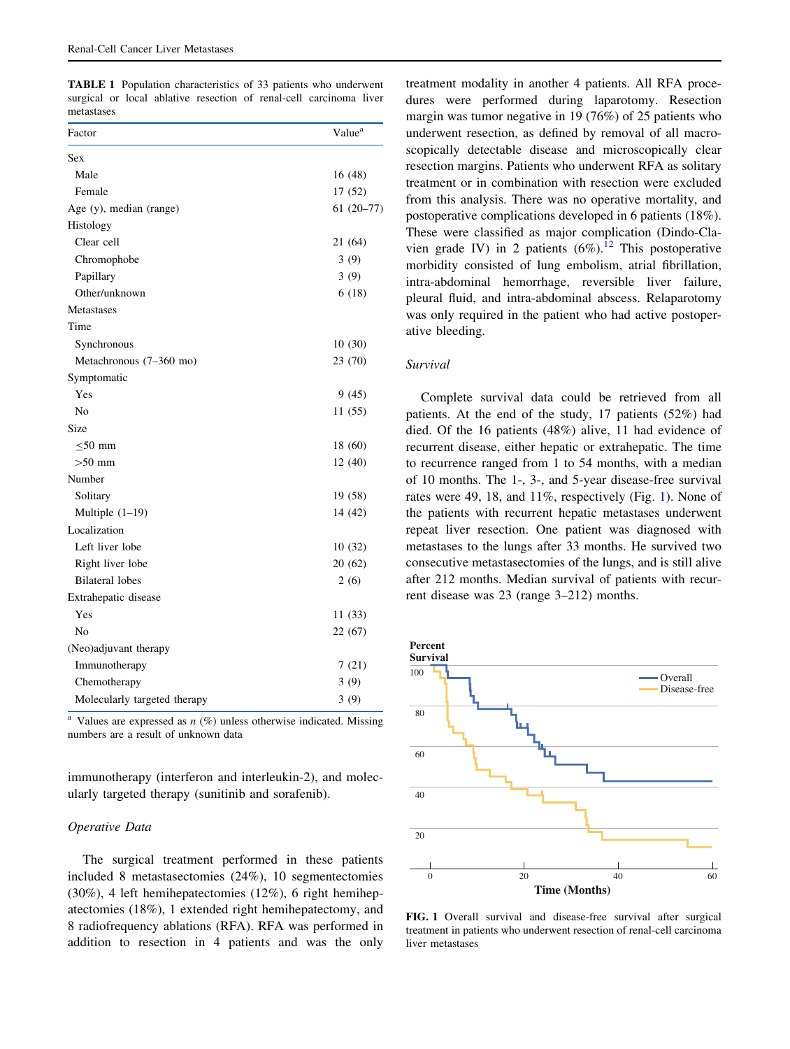**TABLE 1** Population characteristics of 33 patients who underwent surgical or local ablative resection of renal-cell carcinoma liver metastases

| Factor | Value[a] |
|---|---|
| Sex | |
| Male | 16 (48) |
| Female | 17 (52) |
| Age (y), median (range) | 61 (20–77) |
| Histology | |
| Clear cell | 21 (64) |
| Chromophobe | 3 (9) |
| Papillary | 3 (9) |
| Other/unknown | 6 (18) |
| Metastases | |
| Time | |
| Synchronous | 10 (30) |
| Metachronous (7–360 mo) | 23 (70) |
| Symptomatic | |
| Yes | 9 (45) |
| No | 11 (55) |
| Size | |
| ≤50 mm | 18 (60) |
| >50 mm | 12 (40) |
| Number | |
| Solitary | 19 (58) |
| Multiple (1–19) | 14 (42) |
| Localization | |
| Left liver lobe | 10 (32) |
| Right liver lobe | 20 (62) |
| Bilateral lobes | 2 (6) |
| Extrahepatic disease | |
| Yes | 11 (33) |
| No | 22 (67) |
| (Neo)adjuvant therapy | |
| Immunotherapy | 7 (21) |
| Chemotherapy | 3 (9) |
| Molecularly targeted therapy | 3 (9) |

[a] Values are expressed as *n* (%) unless otherwise indicated. Missing numbers are a result of unknown data

immunotherapy (interferon and interleukin-2), and molecularly targeted therapy (sunitinib and sorafenib).

### *Operative Data*

The surgical treatment performed in these patients included 8 metastasectomies (24%), 10 segmentectomies (30%), 4 left hemihepatectomies (12%), 6 right hemihepatectomies (18%), 1 extended right hemihepatectomy, and 8 radiofrequency ablations (RFA). RFA was performed in addition to resection in 4 patients and was the only treatment modality in another 4 patients. All RFA procedures were performed during laparotomy. Resection margin was tumor negative in 19 (76%) of 25 patients who underwent resection, as defined by removal of all macroscopically detectable disease and microscopically clear resection margins. Patients who underwent RFA as solitary treatment or in combination with resection were excluded from this analysis. There was no operative mortality, and postoperative complications developed in 6 patients (18%). These were classified as major complication (Dindo-Clavien grade IV) in 2 patients (6%).[12] This postoperative morbidity consisted of lung embolism, atrial fibrillation, intra-abdominal hemorrhage, reversible liver failure, pleural fluid, and intra-abdominal abscess. Relaparotomy was only required in the patient who had active postoperative bleeding.

### *Survival*

Complete survival data could be retrieved from all patients. At the end of the study, 17 patients (52%) had died. Of the 16 patients (48%) alive, 11 had evidence of recurrent disease, either hepatic or extrahepatic. The time to recurrence ranged from 1 to 54 months, with a median of 10 months. The 1-, 3-, and 5-year disease-free survival rates were 49, 18, and 11%, respectively (Fig. 1). None of the patients with recurrent hepatic metastases underwent repeat liver resection. One patient was diagnosed with metastases to the lungs after 33 months. He survived two consecutive metastasectomies of the lungs, and is still alive after 212 months. Median survival of patients with recurrent disease was 23 (range 3–212) months.

**FIG. 1** Overall survival and disease-free survival after surgical treatment in patients who underwent resection of renal-cell carcinoma liver metastases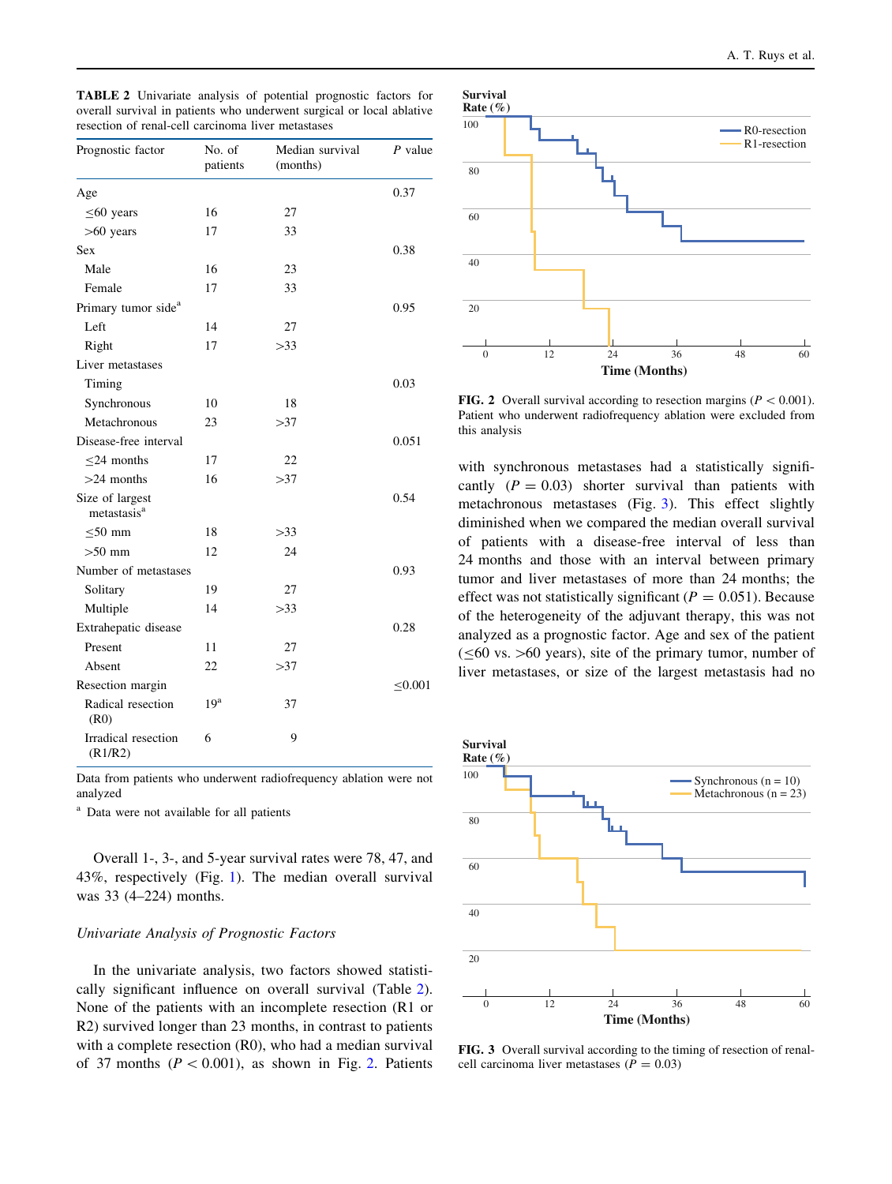**TABLE 2** Univariate analysis of potential prognostic factors for overall survival in patients who underwent surgical or local ablative resection of renal-cell carcinoma liver metastases

| Prognostic factor | No. of patients | Median survival (months) | *P* value |
|---|---|---|---|
| Age | | | 0.37 |
| ≤60 years | 16 | 27 | |
| >60 years | 17 | 33 | |
| Sex | | | 0.38 |
| Male | 16 | 23 | |
| Female | 17 | 33 | |
| Primary tumor side[a] | | | 0.95 |
| Left | 14 | 27 | |
| Right | 17 | >33 | |
| Liver metastases | | | |
| Timing | | | 0.03 |
| Synchronous | 10 | 18 | |
| Metachronous | 23 | >37 | |
| Disease-free interval | | | 0.051 |
| ≤24 months | 17 | 22 | |
| >24 months | 16 | >37 | |
| Size of largest metastasis[a] | | | 0.54 |
| ≤50 mm | 18 | >33 | |
| >50 mm | 12 | 24 | |
| Number of metastases | | | 0.93 |
| Solitary | 19 | 27 | |
| Multiple | 14 | >33 | |
| Extrahepatic disease | | | 0.28 |
| Present | 11 | 27 | |
| Absent | 22 | >37 | |
| Resection margin | | | ≤0.001 |
| Radical resection (R0) | 19[a] | 37 | |
| Irradical resection (R1/R2) | 6 | 9 | |

Data from patients who underwent radiofrequency ablation were not analyzed

[a] Data were not available for all patients

Overall 1-, 3-, and 5-year survival rates were 78, 47, and 43%, respectively (Fig. 1). The median overall survival was 33 (4–224) months.

### *Univariate Analysis of Prognostic Factors*

In the univariate analysis, two factors showed statistically significant influence on overall survival (Table 2). None of the patients with an incomplete resection (R1 or R2) survived longer than 23 months, in contrast to patients with a complete resection (R0), who had a median survival of 37 months ($P < 0.001$), as shown in Fig. 2. Patients with synchronous metastases had a statistically significantly ($P = 0.03$) shorter survival than patients with metachronous metastases (Fig. 3). This effect slightly diminished when we compared the median overall survival of patients with a disease-free interval of less than 24 months and those with an interval between primary tumor and liver metastases of more than 24 months; the effect was not statistically significant ($P = 0.051$). Because of the heterogeneity of the adjuvant therapy, this was not analyzed as a prognostic factor. Age and sex of the patient (≤60 vs. >60 years), site of the primary tumor, number of liver metastases, or size of the largest metastasis had no

**FIG. 2** Overall survival according to resection margins ($P < 0.001$). Patient who underwent radiofrequency ablation were excluded from this analysis

**FIG. 3** Overall survival according to the timing of resection of renal-cell carcinoma liver metastases ($P = 0.03$)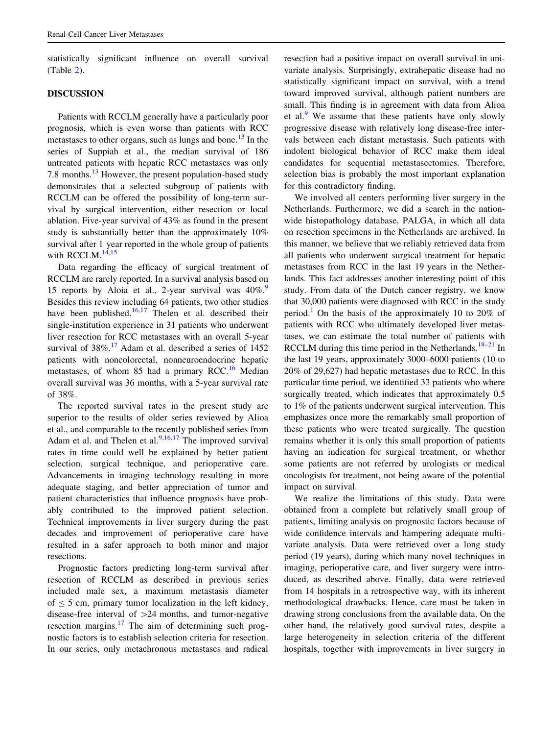statistically significant influence on overall survival (Table 2).

## DISCUSSION

Patients with RCCLM generally have a particularly poor prognosis, which is even worse than patients with RCC metastases to other organs, such as lungs and bone.[13] In the series of Suppiah et al., the median survival of 186 untreated patients with hepatic RCC metastases was only 7.8 months.[13] However, the present population-based study demonstrates that a selected subgroup of patients with RCCLM can be offered the possibility of long-term survival by surgical intervention, either resection or local ablation. Five-year survival of 43% as found in the present study is substantially better than the approximately 10% survival after 1 year reported in the whole group of patients with RCCLM.[14,15]

Data regarding the efficacy of surgical treatment of RCCLM are rarely reported. In a survival analysis based on 15 reports by Aloia et al., 2-year survival was 40%.[9] Besides this review including 64 patients, two other studies have been published.[16,17] Thelen et al. described their single-institution experience in 31 patients who underwent liver resection for RCC metastases with an overall 5-year survival of 38%.[17] Adam et al. described a series of 1452 patients with noncolorectal, nonneuroendocrine hepatic metastases, of whom 85 had a primary RCC.[16] Median overall survival was 36 months, with a 5-year survival rate of 38%.

The reported survival rates in the present study are superior to the results of older series reviewed by Alioa et al., and comparable to the recently published series from Adam et al. and Thelen et al.[9,16,17] The improved survival rates in time could well be explained by better patient selection, surgical technique, and perioperative care. Advancements in imaging technology resulting in more adequate staging, and better appreciation of tumor and patient characteristics that influence prognosis have probably contributed to the improved patient selection. Technical improvements in liver surgery during the past decades and improvement of perioperative care have resulted in a safer approach to both minor and major resections.

Prognostic factors predicting long-term survival after resection of RCCLM as described in previous series included male sex, a maximum metastasis diameter of $\leq$ 5 cm, primary tumor localization in the left kidney, disease-free interval of >24 months, and tumor-negative resection margins.[17] The aim of determining such prognostic factors is to establish selection criteria for resection. In our series, only metachronous metastases and radical resection had a positive impact on overall survival in univariate analysis. Surprisingly, extrahepatic disease had no statistically significant impact on survival, with a trend toward improved survival, although patient numbers are small. This finding is in agreement with data from Alioa et al.[9] We assume that these patients have only slowly progressive disease with relatively long disease-free intervals between each distant metastasis. Such patients with indolent biological behavior of RCC make them ideal candidates for sequential metastasectomies. Therefore, selection bias is probably the most important explanation for this contradictory finding.

We involved all centers performing liver surgery in the Netherlands. Furthermore, we did a search in the nationwide histopathology database, PALGA, in which all data on resection specimens in the Netherlands are archived. In this manner, we believe that we reliably retrieved data from all patients who underwent surgical treatment for hepatic metastases from RCC in the last 19 years in the Netherlands. This fact addresses another interesting point of this study. From data of the Dutch cancer registry, we know that 30,000 patients were diagnosed with RCC in the study period.[1] On the basis of the approximately 10 to 20% of patients with RCC who ultimately developed liver metastases, we can estimate the total number of patients with RCCLM during this time period in the Netherlands.[18–21] In the last 19 years, approximately 3000–6000 patients (10 to 20% of 29,627) had hepatic metastases due to RCC. In this particular time period, we identified 33 patients who where surgically treated, which indicates that approximately 0.5 to 1% of the patients underwent surgical intervention. This emphasizes once more the remarkably small proportion of these patients who were treated surgically. The question remains whether it is only this small proportion of patients having an indication for surgical treatment, or whether some patients are not referred by urologists or medical oncologists for treatment, not being aware of the potential impact on survival.

We realize the limitations of this study. Data were obtained from a complete but relatively small group of patients, limiting analysis on prognostic factors because of wide confidence intervals and hampering adequate multivariate analysis. Data were retrieved over a long study period (19 years), during which many novel techniques in imaging, perioperative care, and liver surgery were introduced, as described above. Finally, data were retrieved from 14 hospitals in a retrospective way, with its inherent methodological drawbacks. Hence, care must be taken in drawing strong conclusions from the available data. On the other hand, the relatively good survival rates, despite a large heterogeneity in selection criteria of the different hospitals, together with improvements in liver surgery in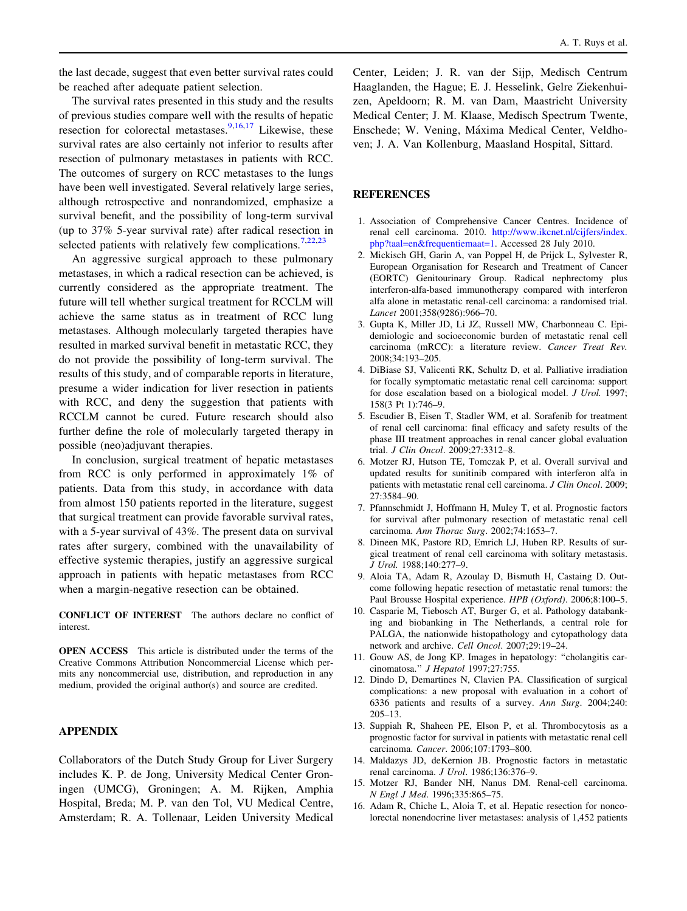the last decade, suggest that even better survival rates could be reached after adequate patient selection.

The survival rates presented in this study and the results of previous studies compare well with the results of hepatic resection for colorectal metastases.[9,16,17] Likewise, these survival rates are also certainly not inferior to results after resection of pulmonary metastases in patients with RCC. The outcomes of surgery on RCC metastases to the lungs have been well investigated. Several relatively large series, although retrospective and nonrandomized, emphasize a survival benefit, and the possibility of long-term survival (up to 37% 5-year survival rate) after radical resection in selected patients with relatively few complications.[7,22,23]

An aggressive surgical approach to these pulmonary metastases, in which a radical resection can be achieved, is currently considered as the appropriate treatment. The future will tell whether surgical treatment for RCCLM will achieve the same status as in treatment of RCC lung metastases. Although molecularly targeted therapies have resulted in marked survival benefit in metastatic RCC, they do not provide the possibility of long-term survival. The results of this study, and of comparable reports in literature, presume a wider indication for liver resection in patients with RCC, and deny the suggestion that patients with RCCLM cannot be cured. Future research should also further define the role of molecularly targeted therapy in possible (neo)adjuvant therapies.

In conclusion, surgical treatment of hepatic metastases from RCC is only performed in approximately 1% of patients. Data from this study, in accordance with data from almost 150 patients reported in the literature, suggest that surgical treatment can provide favorable survival rates, with a 5-year survival of 43%. The present data on survival rates after surgery, combined with the unavailability of effective systemic therapies, justify an aggressive surgical approach in patients with hepatic metastases from RCC when a margin-negative resection can be obtained.

**CONFLICT OF INTEREST** The authors declare no conflict of interest.

**OPEN ACCESS** This article is distributed under the terms of the Creative Commons Attribution Noncommercial License which permits any noncommercial use, distribution, and reproduction in any medium, provided the original author(s) and source are credited.

## APPENDIX

Collaborators of the Dutch Study Group for Liver Surgery includes K. P. de Jong, University Medical Center Groningen (UMCG), Groningen; A. M. Rijken, Amphia Hospital, Breda; M. P. van den Tol, VU Medical Centre, Amsterdam; R. A. Tollenaar, Leiden University Medical Center, Leiden; J. R. van der Sijp, Medisch Centrum Haaglanden, the Hague; E. J. Hesselink, Gelre Ziekenhuizen, Apeldoorn; R. M. van Dam, Maastricht University Medical Center; J. M. Klaase, Medisch Spectrum Twente, Enschede; W. Vening, Máxima Medical Center, Veldhoven; J. A. Van Kollenburg, Maasland Hospital, Sittard.

## REFERENCES

1. Association of Comprehensive Cancer Centres. Incidence of renal cell carcinoma. 2010. http://www.ikcnet.nl/cijfers/index.php?taal=en&frequentiemaat=1. Accessed 28 July 2010.
2. Mickisch GH, Garin A, van Poppel H, de Prijck L, Sylvester R, European Organisation for Research and Treatment of Cancer (EORTC) Genitourinary Group. Radical nephrectomy plus interferon-alfa-based immunotherapy compared with interferon alfa alone in metastatic renal-cell carcinoma: a randomised trial. *Lancet* 2001;358(9286):966–70.
3. Gupta K, Miller JD, Li JZ, Russell MW, Charbonneau C. Epidemiologic and socioeconomic burden of metastatic renal cell carcinoma (mRCC): a literature review. *Cancer Treat Rev.* 2008;34:193–205.
4. DiBiase SJ, Valicenti RK, Schultz D, et al. Palliative irradiation for focally symptomatic metastatic renal cell carcinoma: support for dose escalation based on a biological model. *J Urol.* 1997; 158(3 Pt 1):746–9.
5. Escudier B, Eisen T, Stadler WM, et al. Sorafenib for treatment of renal cell carcinoma: final efficacy and safety results of the phase III treatment approaches in renal cancer global evaluation trial. *J Clin Oncol*. 2009;27:3312–8.
6. Motzer RJ, Hutson TE, Tomczak P, et al. Overall survival and updated results for sunitinib compared with interferon alfa in patients with metastatic renal cell carcinoma. *J Clin Oncol*. 2009; 27:3584–90.
7. Pfannschmidt J, Hoffmann H, Muley T, et al. Prognostic factors for survival after pulmonary resection of metastatic renal cell carcinoma. *Ann Thorac Surg*. 2002;74:1653–7.
8. Dineen MK, Pastore RD, Emrich LJ, Huben RP. Results of surgical treatment of renal cell carcinoma with solitary metastasis. *J Urol.* 1988;140:277–9.
9. Aloia TA, Adam R, Azoulay D, Bismuth H, Castaing D. Outcome following hepatic resection of metastatic renal tumors: the Paul Brousse Hospital experience. *HPB (Oxford)*. 2006;8:100–5.
10. Casparie M, Tiebosch AT, Burger G, et al. Pathology databanking and biobanking in The Netherlands, a central role for PALGA, the nationwide histopathology and cytopathology data network and archive. *Cell Oncol*. 2007;29:19–24.
11. Gouw AS, de Jong KP. Images in hepatology: "cholangitis carcinomatosa." *J Hepatol* 1997;27:755.
12. Dindo D, Demartines N, Clavien PA. Classification of surgical complications: a new proposal with evaluation in a cohort of 6336 patients and results of a survey. *Ann Surg*. 2004;240: 205–13.
13. Suppiah R, Shaheen PE, Elson P, et al. Thrombocytosis as a prognostic factor for survival in patients with metastatic renal cell carcinoma. *Cancer*. 2006;107:1793–800.
14. Maldazys JD, deKernion JB. Prognostic factors in metastatic renal carcinoma. *J Urol*. 1986;136:376–9.
15. Motzer RJ, Bander NH, Nanus DM. Renal-cell carcinoma. *N Engl J Med*. 1996;335:865–75.
16. Adam R, Chiche L, Aloia T, et al. Hepatic resection for noncolorectal nonendocrine liver metastases: analysis of 1,452 patients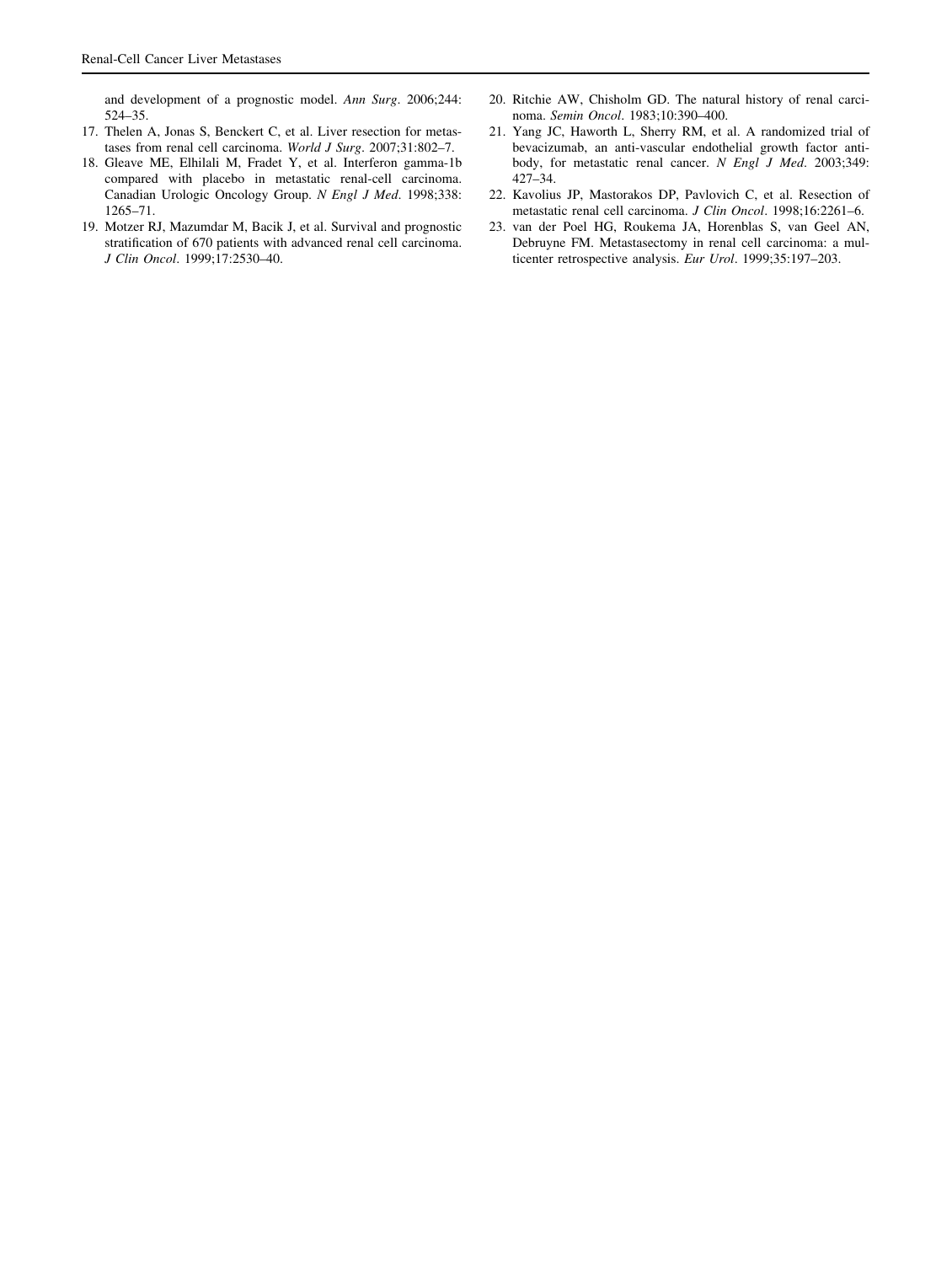and development of a prognostic model. *Ann Surg*. 2006;244: 524–35.

17. Thelen A, Jonas S, Benckert C, et al. Liver resection for metastases from renal cell carcinoma. *World J Surg*. 2007;31:802–7.
18. Gleave ME, Elhilali M, Fradet Y, et al. Interferon gamma-1b compared with placebo in metastatic renal-cell carcinoma. Canadian Urologic Oncology Group. *N Engl J Med*. 1998;338: 1265–71.
19. Motzer RJ, Mazumdar M, Bacik J, et al. Survival and prognostic stratification of 670 patients with advanced renal cell carcinoma. *J Clin Oncol*. 1999;17:2530–40.
20. Ritchie AW, Chisholm GD. The natural history of renal carcinoma. *Semin Oncol*. 1983;10:390–400.
21. Yang JC, Haworth L, Sherry RM, et al. A randomized trial of bevacizumab, an anti-vascular endothelial growth factor antibody, for metastatic renal cancer. *N Engl J Med*. 2003;349: 427–34.
22. Kavolius JP, Mastorakos DP, Pavlovich C, et al. Resection of metastatic renal cell carcinoma. *J Clin Oncol*. 1998;16:2261–6.
23. van der Poel HG, Roukema JA, Horenblas S, van Geel AN, Debruyne FM. Metastasectomy in renal cell carcinoma: a multicenter retrospective analysis. *Eur Urol*. 1999;35:197–203.